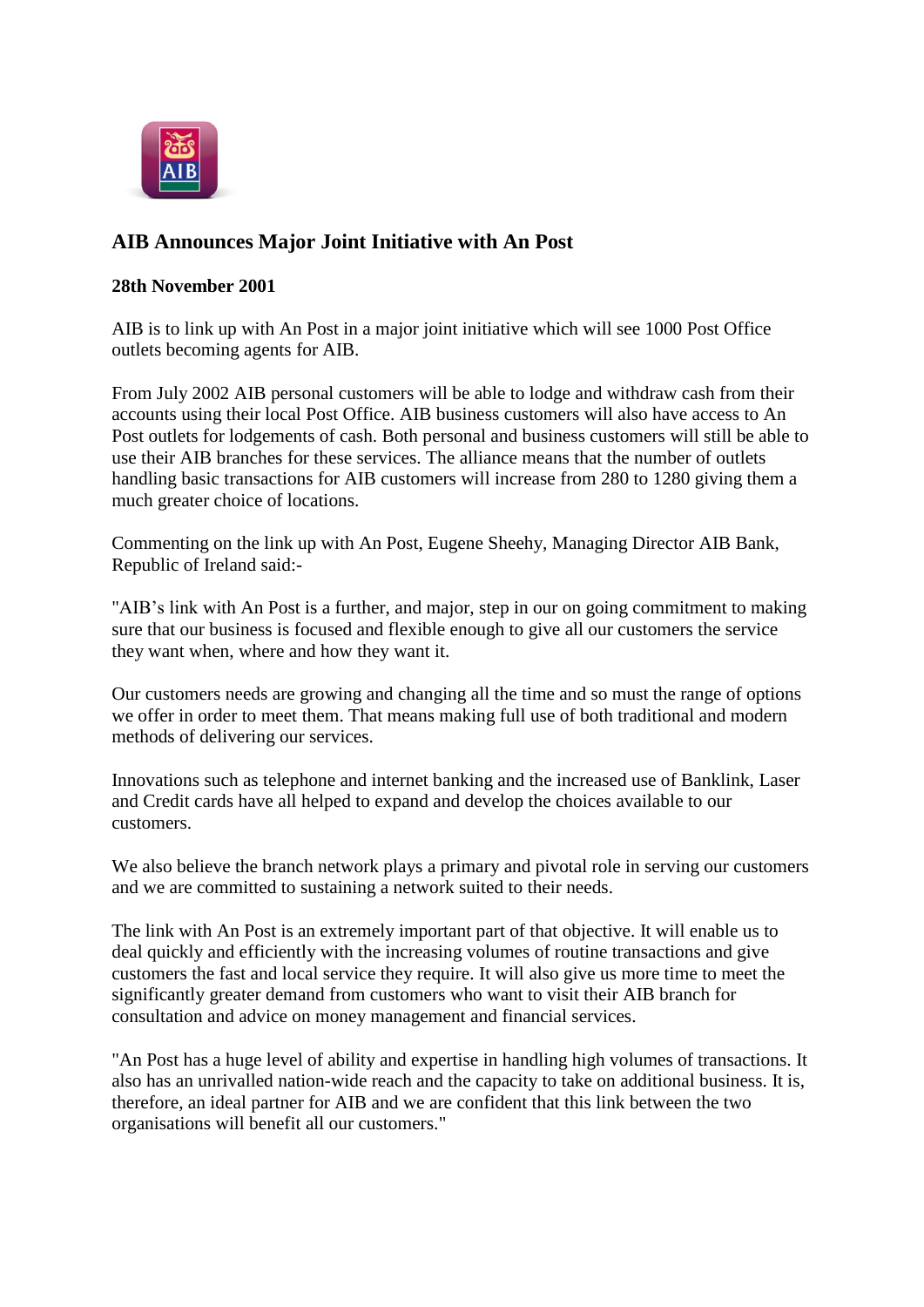## AIB Announces Major Joint Initiative with An Post

**28th November 2001**

AIB is to link up with An Post in a major joint initiative which will see 1000 Post Office outlets becoming agents for AIB.

From July 2002 AIB personal customers will be able to lodge and withdraw cash from their accounts using their local Post Office. AIB business customers will also have access to An Post outlets for lodgements of cash. Both personal and business customers will still be able to use their AIB branches for these services. The alliance means that the number of outlets handling basic transactions for AIB customers will increase from 280 to 1280 giving them a much greater choice of locations.

Commenting on the link up with An Post, Eugene Sheehy, Managing Director AIB Bank, Republic of Ireland said:-

"AIB's link with An Post is a further, and major, step in our on going commitment to making sure that our business is focused and flexible enough to give all our customers the service they want when, where and how they want it.

Our customers needs are growing and changing all the time and so must the range of options we offer in order to meet them. That means making full use of both traditional and modern methods of delivering our services.

Innovations such as telephone and internet banking and the increased use of Banklink, Laser and Credit cards have all helped to expand and develop the choices available to our customers.

We also believe the branch network plays a primary and pivotal role in serving our customers and we are committed to sustaining a network suited to their needs.

The link with An Post is an extremely important part of that objective. It will enable us to deal quickly and efficiently with the increasing volumes of routine transactions and give customers the fast and local service they require. It will also give us more time to meet the significantly greater demand from customers who want to visit their AIB branch for consultation and advice on money management and financial services.

"An Post has a huge level of ability and expertise in handling high volumes of transactions. It also has an unrivalled nation-wide reach and the capacity to take on additional business. It is, therefore, an ideal partner for AIB and we are confident that this link between the two organisations will benefit all our customers."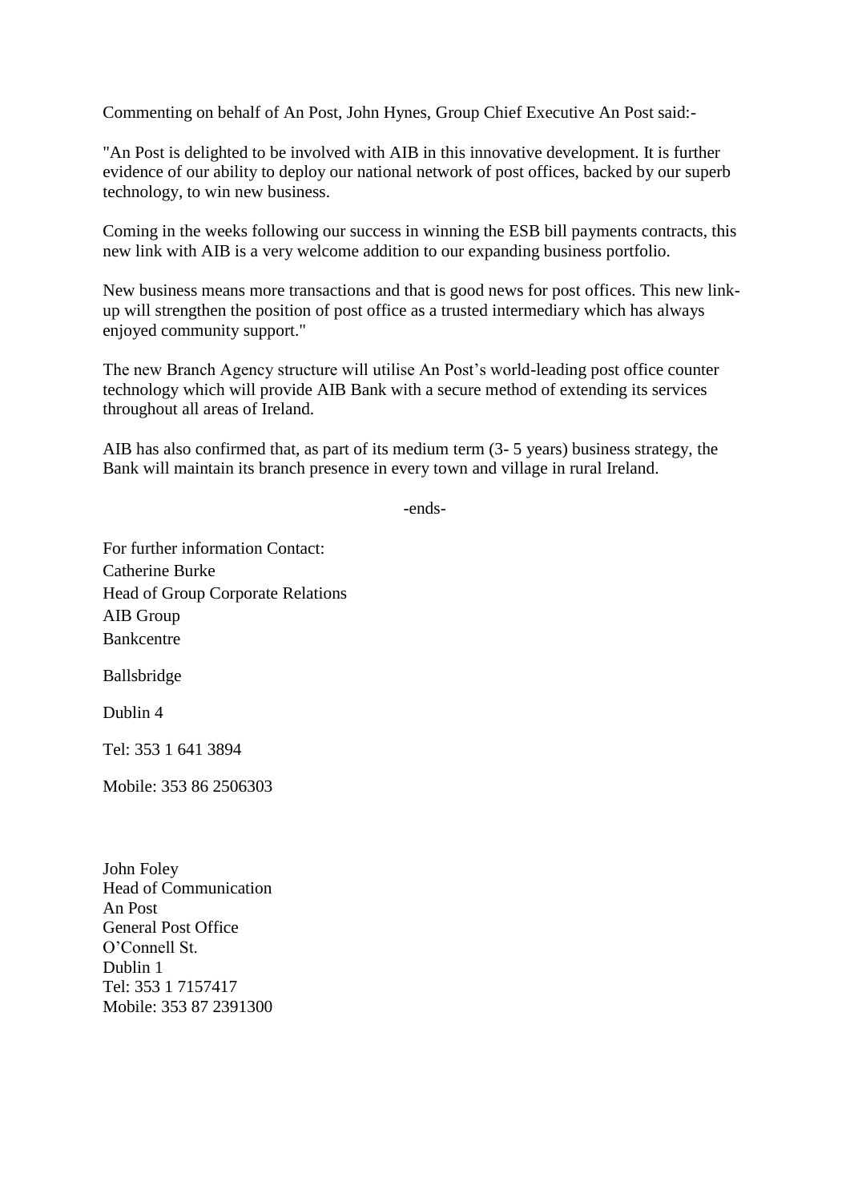Commenting on behalf of An Post, John Hynes, Group Chief Executive An Post said:-

"An Post is delighted to be involved with AIB in this innovative development. It is further evidence of our ability to deploy our national network of post offices, backed by our superb technology, to win new business.

Coming in the weeks following our success in winning the ESB bill payments contracts, this new link with AIB is a very welcome addition to our expanding business portfolio.

New business means more transactions and that is good news for post offices. This new link-up will strengthen the position of post office as a trusted intermediary which has always enjoyed community support."

The new Branch Agency structure will utilise An Post's world-leading post office counter technology which will provide AIB Bank with a secure method of extending its services throughout all areas of Ireland.

AIB has also confirmed that, as part of its medium term (3- 5 years) business strategy, the Bank will maintain its branch presence in every town and village in rural Ireland.

-ends-

For further information Contact:
Catherine Burke
Head of Group Corporate Relations
AIB Group
Bankcentre

Ballsbridge

Dublin 4

Tel: 353 1 641 3894

Mobile: 353 86 2506303

John Foley
Head of Communication
An Post
General Post Office
O'Connell St.
Dublin 1
Tel: 353 1 7157417
Mobile: 353 87 2391300